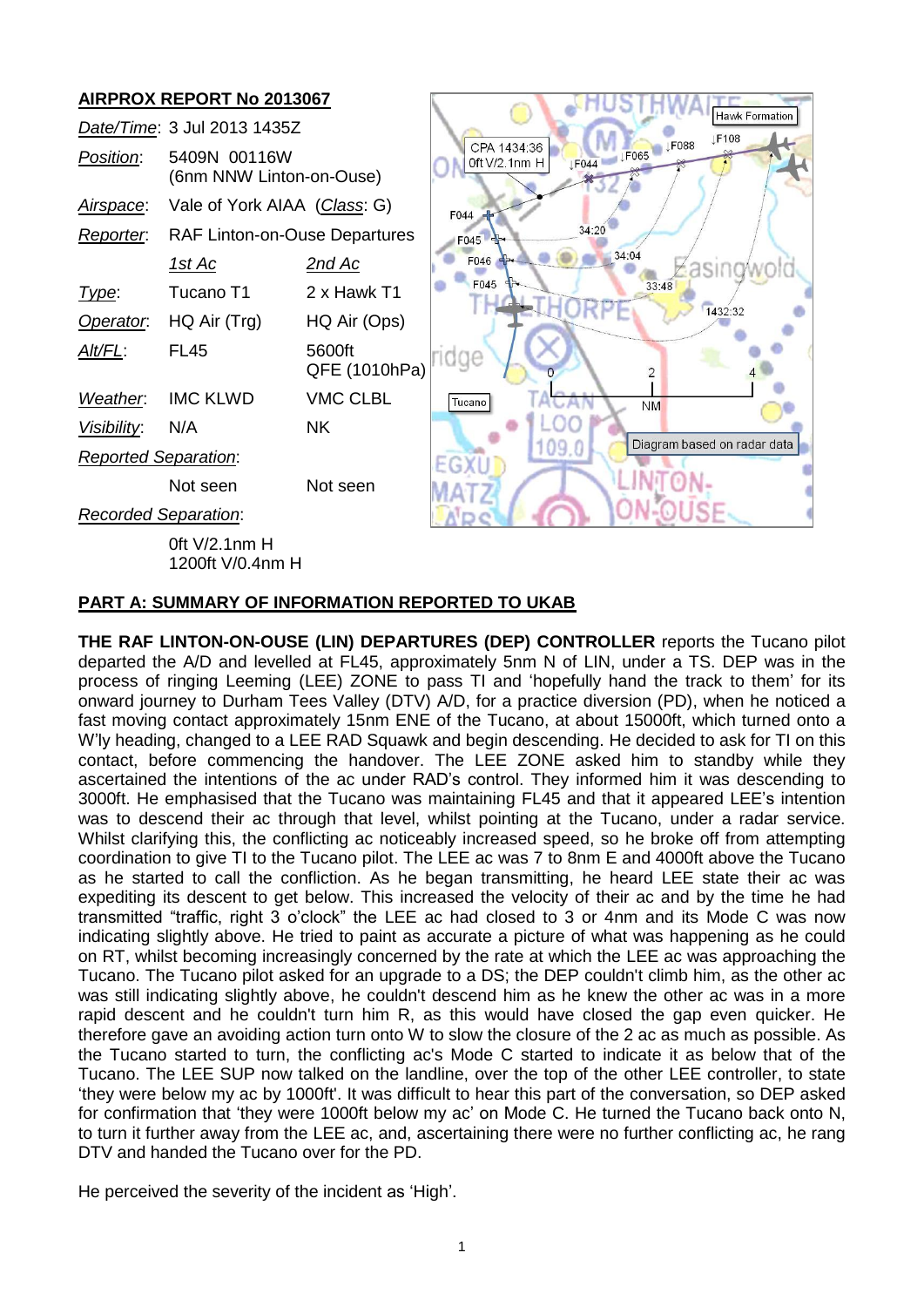## AIRPROX REPORT No 2013067

| | | |
|---|---|---|
| *Date/Time*: | 3 Jul 2013 1435Z | |
| *Position*: | 5409N 00116W (6nm NNW Linton-on-Ouse) | |
| *Airspace*: | Vale of York AIAA (*Class*: G) | |
| *Reporter*: | RAF Linton-on-Ouse Departures | |
| | *1st Ac* | *2nd Ac* |
| *Type*: | Tucano T1 | 2 x Hawk T1 |
| *Operator*: | HQ Air (Trg) | HQ Air (Ops) |
| *Alt/FL*: | FL45 | 5600ft QFE (1010hPa) |
| *Weather*: | IMC KLWD | VMC CLBL |
| *Visibility*: | N/A | NK |
| *Reported Separation*: | | |
| | Not seen | Not seen |
| *Recorded Separation*: | | |
| | 0ft V/2.1nm H<br>1200ft V/0.4nm H | |

## PART A: SUMMARY OF INFORMATION REPORTED TO UKAB

**THE RAF LINTON-ON-OUSE (LIN) DEPARTURES (DEP) CONTROLLER** reports the Tucano pilot departed the A/D and levelled at FL45, approximately 5nm N of LIN, under a TS. DEP was in the process of ringing Leeming (LEE) ZONE to pass TI and 'hopefully hand the track to them' for its onward journey to Durham Tees Valley (DTV) A/D, for a practice diversion (PD), when he noticed a fast moving contact approximately 15nm ENE of the Tucano, at about 15000ft, which turned onto a W'ly heading, changed to a LEE RAD Squawk and begin descending. He decided to ask for TI on this contact, before commencing the handover. The LEE ZONE asked him to standby while they ascertained the intentions of the ac under RAD's control. They informed him it was descending to 3000ft. He emphasised that the Tucano was maintaining FL45 and that it appeared LEE's intention was to descend their ac through that level, whilst pointing at the Tucano, under a radar service. Whilst clarifying this, the conflicting ac noticeably increased speed, so he broke off from attempting coordination to give TI to the Tucano pilot. The LEE ac was 7 to 8nm E and 4000ft above the Tucano as he started to call the confliction. As he began transmitting, he heard LEE state their ac was expediting its descent to get below. This increased the velocity of their ac and by the time he had transmitted "traffic, right 3 o'clock" the LEE ac had closed to 3 or 4nm and its Mode C was now indicating slightly above. He tried to paint as accurate a picture of what was happening as he could on RT, whilst becoming increasingly concerned by the rate at which the LEE ac was approaching the Tucano. The Tucano pilot asked for an upgrade to a DS; the DEP couldn't climb him, as the other ac was still indicating slightly above, he couldn't descend him as he knew the other ac was in a more rapid descent and he couldn't turn him R, as this would have closed the gap even quicker. He therefore gave an avoiding action turn onto W to slow the closure of the 2 ac as much as possible. As the Tucano started to turn, the conflicting ac's Mode C started to indicate it as below that of the Tucano. The LEE SUP now talked on the landline, over the top of the other LEE controller, to state 'they were below my ac by 1000ft'. It was difficult to hear this part of the conversation, so DEP asked for confirmation that 'they were 1000ft below my ac' on Mode C. He turned the Tucano back onto N, to turn it further away from the LEE ac, and, ascertaining there were no further conflicting ac, he rang DTV and handed the Tucano over for the PD.

He perceived the severity of the incident as 'High'.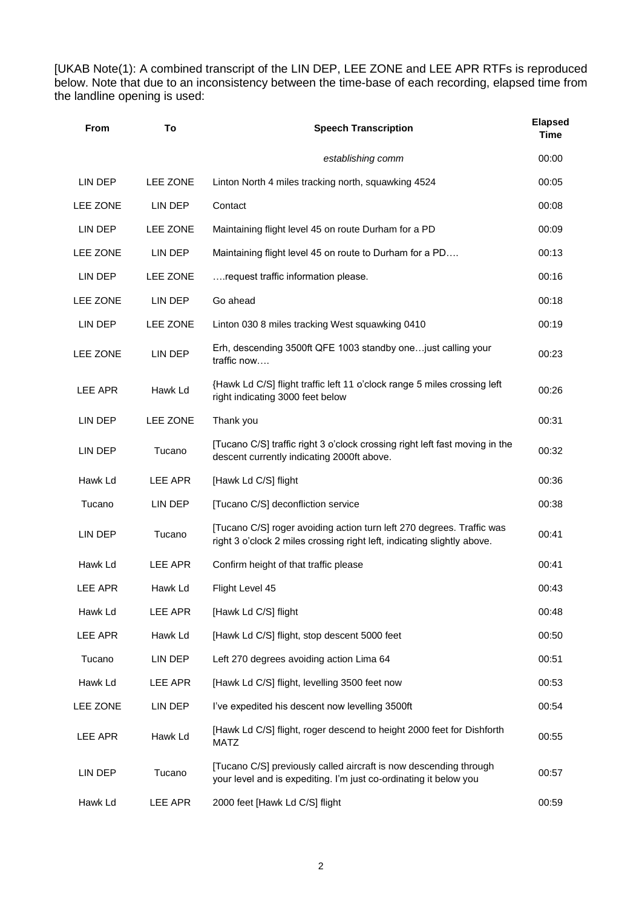[UKAB Note(1): A combined transcript of the LIN DEP, LEE ZONE and LEE APR RTFs is reproduced below. Note that due to an inconsistency between the time-base of each recording, elapsed time from the landline opening is used:

| From | To | Speech Transcription | Elapsed Time |
|---|---|---|---|
| | | *establishing comm* | 00:00 |
| LIN DEP | LEE ZONE | Linton North 4 miles tracking north, squawking 4524 | 00:05 |
| LEE ZONE | LIN DEP | Contact | 00:08 |
| LIN DEP | LEE ZONE | Maintaining flight level 45 on route Durham for a PD | 00:09 |
| LEE ZONE | LIN DEP | Maintaining flight level 45 on route to Durham for a PD…. | 00:13 |
| LIN DEP | LEE ZONE | ….request traffic information please. | 00:16 |
| LEE ZONE | LIN DEP | Go ahead | 00:18 |
| LIN DEP | LEE ZONE | Linton 030 8 miles tracking West squawking 0410 | 00:19 |
| LEE ZONE | LIN DEP | Erh, descending 3500ft QFE 1003 standby one…just calling your traffic now…. | 00:23 |
| LEE APR | Hawk Ld | {Hawk Ld C/S] flight traffic left 11 o'clock range 5 miles crossing left right indicating 3000 feet below | 00:26 |
| LIN DEP | LEE ZONE | Thank you | 00:31 |
| LIN DEP | Tucano | [Tucano C/S] traffic right 3 o'clock crossing right left fast moving in the descent currently indicating 2000ft above. | 00:32 |
| Hawk Ld | LEE APR | [Hawk Ld C/S] flight | 00:36 |
| Tucano | LIN DEP | [Tucano C/S] deconfliction service | 00:38 |
| LIN DEP | Tucano | [Tucano C/S] roger avoiding action turn left 270 degrees. Traffic was right 3 o'clock 2 miles crossing right left, indicating slightly above. | 00:41 |
| Hawk Ld | LEE APR | Confirm height of that traffic please | 00:41 |
| LEE APR | Hawk Ld | Flight Level 45 | 00:43 |
| Hawk Ld | LEE APR | [Hawk Ld C/S] flight | 00:48 |
| LEE APR | Hawk Ld | [Hawk Ld C/S] flight, stop descent 5000 feet | 00:50 |
| Tucano | LIN DEP | Left 270 degrees avoiding action Lima 64 | 00:51 |
| Hawk Ld | LEE APR | [Hawk Ld C/S] flight, levelling 3500 feet now | 00:53 |
| LEE ZONE | LIN DEP | I've expedited his descent now levelling 3500ft | 00:54 |
| LEE APR | Hawk Ld | [Hawk Ld C/S] flight, roger descend to height 2000 feet for Dishforth MATZ | 00:55 |
| LIN DEP | Tucano | [Tucano C/S] previously called aircraft is now descending through your level and is expediting. I'm just co-ordinating it below you | 00:57 |
| Hawk Ld | LEE APR | 2000 feet [Hawk Ld C/S] flight | 00:59 |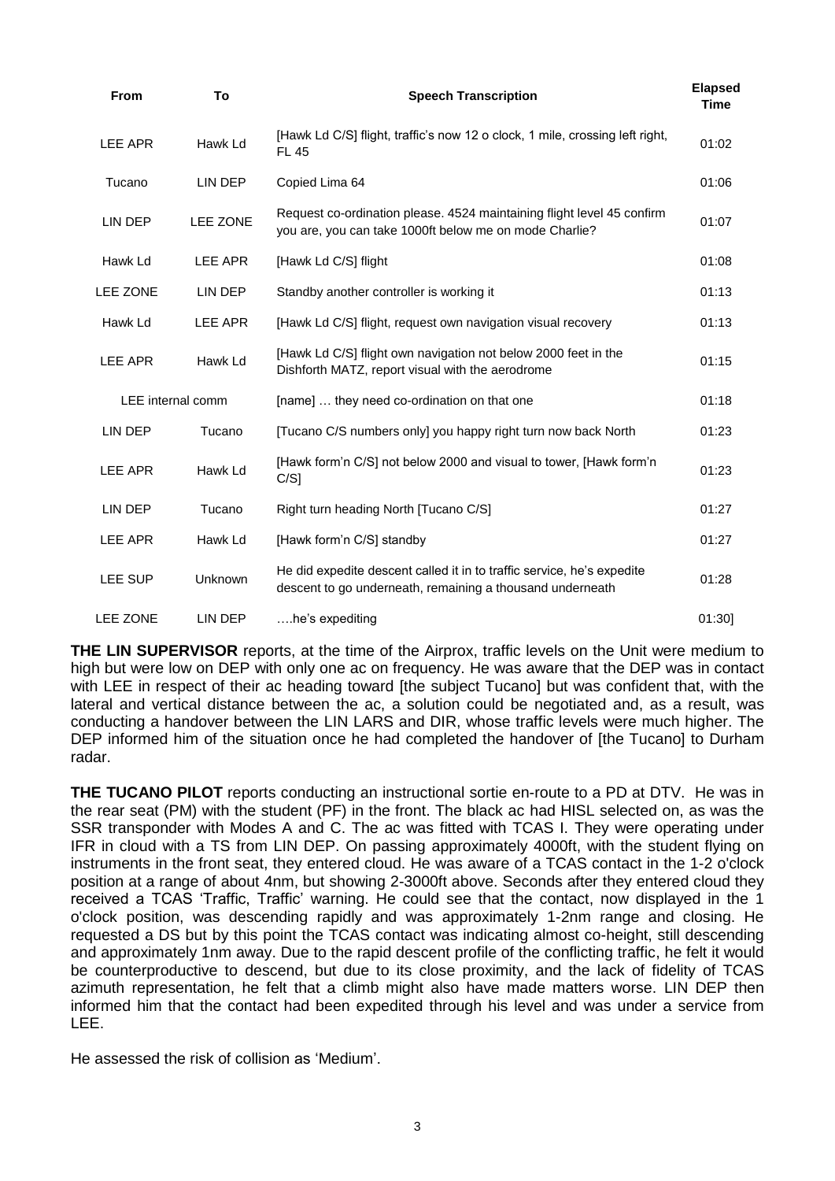| From | To | Speech Transcription | Elapsed Time |
|---|---|---|---|
| LEE APR | Hawk Ld | [Hawk Ld C/S] flight, traffic's now 12 o clock, 1 mile, crossing left right, FL 45 | 01:02 |
| Tucano | LIN DEP | Copied Lima 64 | 01:06 |
| LIN DEP | LEE ZONE | Request co-ordination please. 4524 maintaining flight level 45 confirm you are, you can take 1000ft below me on mode Charlie? | 01:07 |
| Hawk Ld | LEE APR | [Hawk Ld C/S] flight | 01:08 |
| LEE ZONE | LIN DEP | Standby another controller is working it | 01:13 |
| Hawk Ld | LEE APR | [Hawk Ld C/S] flight, request own navigation visual recovery | 01:13 |
| LEE APR | Hawk Ld | [Hawk Ld C/S] flight own navigation not below 2000 feet in the Dishforth MATZ, report visual with the aerodrome | 01:15 |
| LEE internal comm | | [name] … they need co-ordination on that one | 01:18 |
| LIN DEP | Tucano | [Tucano C/S numbers only] you happy right turn now back North | 01:23 |
| LEE APR | Hawk Ld | [Hawk form'n C/S] not below 2000 and visual to tower, [Hawk form'n C/S] | 01:23 |
| LIN DEP | Tucano | Right turn heading North [Tucano C/S] | 01:27 |
| LEE APR | Hawk Ld | [Hawk form'n C/S] standby | 01:27 |
| LEE SUP | Unknown | He did expedite descent called it in to traffic service, he's expedite descent to go underneath, remaining a thousand underneath | 01:28 |
| LEE ZONE | LIN DEP | ….he's expediting | 01:30] |

**THE LIN SUPERVISOR** reports, at the time of the Airprox, traffic levels on the Unit were medium to high but were low on DEP with only one ac on frequency. He was aware that the DEP was in contact with LEE in respect of their ac heading toward [the subject Tucano] but was confident that, with the lateral and vertical distance between the ac, a solution could be negotiated and, as a result, was conducting a handover between the LIN LARS and DIR, whose traffic levels were much higher. The DEP informed him of the situation once he had completed the handover of [the Tucano] to Durham radar.

**THE TUCANO PILOT** reports conducting an instructional sortie en-route to a PD at DTV. He was in the rear seat (PM) with the student (PF) in the front. The black ac had HISL selected on, as was the SSR transponder with Modes A and C. The ac was fitted with TCAS I. They were operating under IFR in cloud with a TS from LIN DEP. On passing approximately 4000ft, with the student flying on instruments in the front seat, they entered cloud. He was aware of a TCAS contact in the 1-2 o'clock position at a range of about 4nm, but showing 2-3000ft above. Seconds after they entered cloud they received a TCAS 'Traffic, Traffic' warning. He could see that the contact, now displayed in the 1 o'clock position, was descending rapidly and was approximately 1-2nm range and closing. He requested a DS but by this point the TCAS contact was indicating almost co-height, still descending and approximately 1nm away. Due to the rapid descent profile of the conflicting traffic, he felt it would be counterproductive to descend, but due to its close proximity, and the lack of fidelity of TCAS azimuth representation, he felt that a climb might also have made matters worse. LIN DEP then informed him that the contact had been expedited through his level and was under a service from LEE.

He assessed the risk of collision as 'Medium'.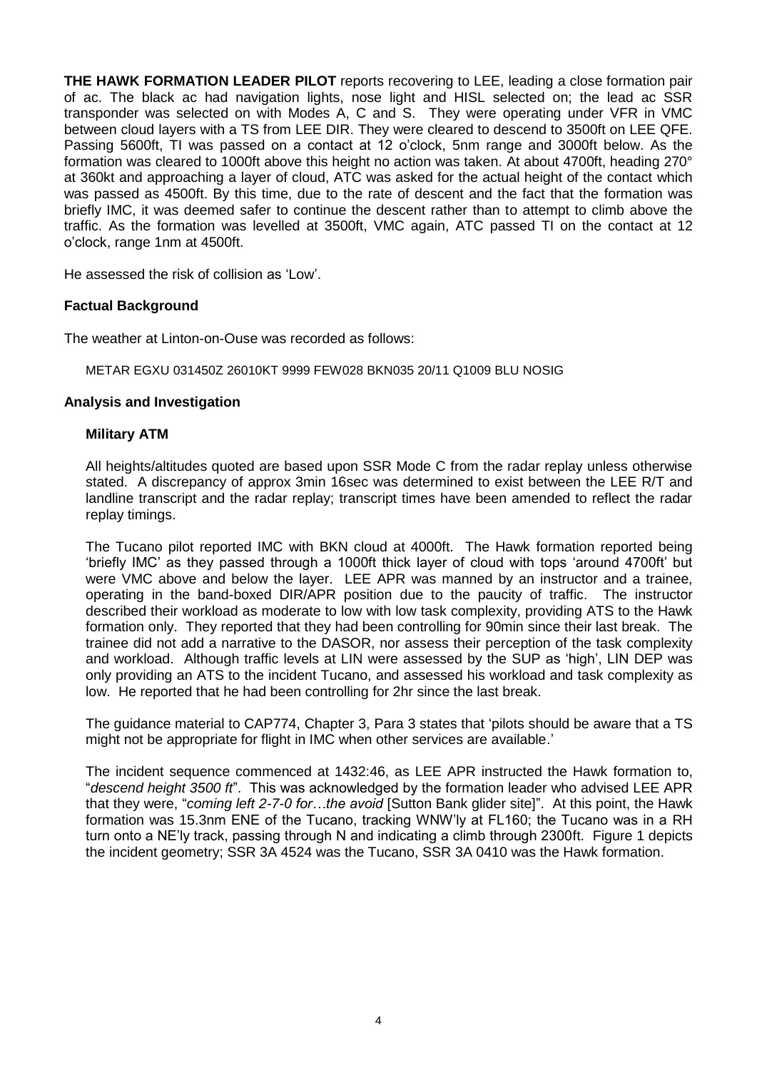**THE HAWK FORMATION LEADER PILOT** reports recovering to LEE, leading a close formation pair of ac. The black ac had navigation lights, nose light and HISL selected on; the lead ac SSR transponder was selected on with Modes A, C and S. They were operating under VFR in VMC between cloud layers with a TS from LEE DIR. They were cleared to descend to 3500ft on LEE QFE. Passing 5600ft, TI was passed on a contact at 12 o'clock, 5nm range and 3000ft below. As the formation was cleared to 1000ft above this height no action was taken. At about 4700ft, heading 270° at 360kt and approaching a layer of cloud, ATC was asked for the actual height of the contact which was passed as 4500ft. By this time, due to the rate of descent and the fact that the formation was briefly IMC, it was deemed safer to continue the descent rather than to attempt to climb above the traffic. As the formation was levelled at 3500ft, VMC again, ATC passed TI on the contact at 12 o'clock, range 1nm at 4500ft.

He assessed the risk of collision as 'Low'.

## Factual Background

The weather at Linton-on-Ouse was recorded as follows:

METAR EGXU 031450Z 26010KT 9999 FEW028 BKN035 20/11 Q1009 BLU NOSIG

## Analysis and Investigation

### Military ATM

All heights/altitudes quoted are based upon SSR Mode C from the radar replay unless otherwise stated. A discrepancy of approx 3min 16sec was determined to exist between the LEE R/T and landline transcript and the radar replay; transcript times have been amended to reflect the radar replay timings.

The Tucano pilot reported IMC with BKN cloud at 4000ft. The Hawk formation reported being 'briefly IMC' as they passed through a 1000ft thick layer of cloud with tops 'around 4700ft' but were VMC above and below the layer. LEE APR was manned by an instructor and a trainee, operating in the band-boxed DIR/APR position due to the paucity of traffic. The instructor described their workload as moderate to low with low task complexity, providing ATS to the Hawk formation only. They reported that they had been controlling for 90min since their last break. The trainee did not add a narrative to the DASOR, nor assess their perception of the task complexity and workload. Although traffic levels at LIN were assessed by the SUP as 'high', LIN DEP was only providing an ATS to the incident Tucano, and assessed his workload and task complexity as low. He reported that he had been controlling for 2hr since the last break.

The guidance material to CAP774, Chapter 3, Para 3 states that 'pilots should be aware that a TS might not be appropriate for flight in IMC when other services are available.'

The incident sequence commenced at 1432:46, as LEE APR instructed the Hawk formation to, "*descend height 3500 ft*". This was acknowledged by the formation leader who advised LEE APR that they were, "*coming left 2-7-0 for…the avoid* [Sutton Bank glider site]". At this point, the Hawk formation was 15.3nm ENE of the Tucano, tracking WNW'ly at FL160; the Tucano was in a RH turn onto a NE'ly track, passing through N and indicating a climb through 2300ft. Figure 1 depicts the incident geometry; SSR 3A 4524 was the Tucano, SSR 3A 0410 was the Hawk formation.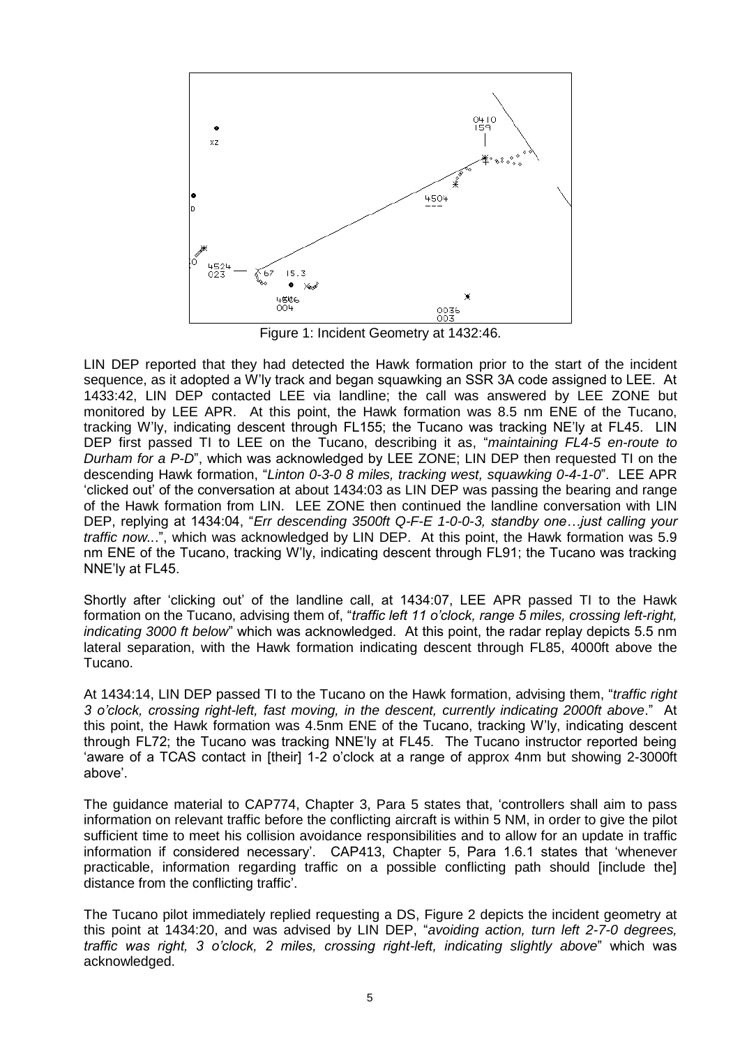Figure 1: Incident Geometry at 1432:46.

LIN DEP reported that they had detected the Hawk formation prior to the start of the incident sequence, as it adopted a W'ly track and began squawking an SSR 3A code assigned to LEE. At 1433:42, LIN DEP contacted LEE via landline; the call was answered by LEE ZONE but monitored by LEE APR. At this point, the Hawk formation was 8.5 nm ENE of the Tucano, tracking W'ly, indicating descent through FL155; the Tucano was tracking NE'ly at FL45. LIN DEP first passed TI to LEE on the Tucano, describing it as, "*maintaining FL4-5 en-route to Durham for a P-D*", which was acknowledged by LEE ZONE; LIN DEP then requested TI on the descending Hawk formation, "*Linton 0-3-0 8 miles, tracking west, squawking 0-4-1-0*". LEE APR 'clicked out' of the conversation at about 1434:03 as LIN DEP was passing the bearing and range of the Hawk formation from LIN. LEE ZONE then continued the landline conversation with LIN DEP, replying at 1434:04, "*Err descending 3500ft Q-F-E 1-0-0-3, standby one…just calling your traffic now...*", which was acknowledged by LIN DEP. At this point, the Hawk formation was 5.9 nm ENE of the Tucano, tracking W'ly, indicating descent through FL91; the Tucano was tracking NNE'ly at FL45.

Shortly after 'clicking out' of the landline call, at 1434:07, LEE APR passed TI to the Hawk formation on the Tucano, advising them of, "*traffic left 11 o'clock, range 5 miles, crossing left-right, indicating 3000 ft below*" which was acknowledged. At this point, the radar replay depicts 5.5 nm lateral separation, with the Hawk formation indicating descent through FL85, 4000ft above the Tucano.

At 1434:14, LIN DEP passed TI to the Tucano on the Hawk formation, advising them, "*traffic right 3 o'clock, crossing right-left, fast moving, in the descent, currently indicating 2000ft above*." At this point, the Hawk formation was 4.5nm ENE of the Tucano, tracking W'ly, indicating descent through FL72; the Tucano was tracking NNE'ly at FL45. The Tucano instructor reported being 'aware of a TCAS contact in [their] 1-2 o'clock at a range of approx 4nm but showing 2-3000ft above'.

The guidance material to CAP774, Chapter 3, Para 5 states that, 'controllers shall aim to pass information on relevant traffic before the conflicting aircraft is within 5 NM, in order to give the pilot sufficient time to meet his collision avoidance responsibilities and to allow for an update in traffic information if considered necessary'. CAP413, Chapter 5, Para 1.6.1 states that 'whenever practicable, information regarding traffic on a possible conflicting path should [include the] distance from the conflicting traffic'.

The Tucano pilot immediately replied requesting a DS, Figure 2 depicts the incident geometry at this point at 1434:20, and was advised by LIN DEP, "*avoiding action, turn left 2-7-0 degrees, traffic was right, 3 o'clock, 2 miles, crossing right-left, indicating slightly above*" which was acknowledged.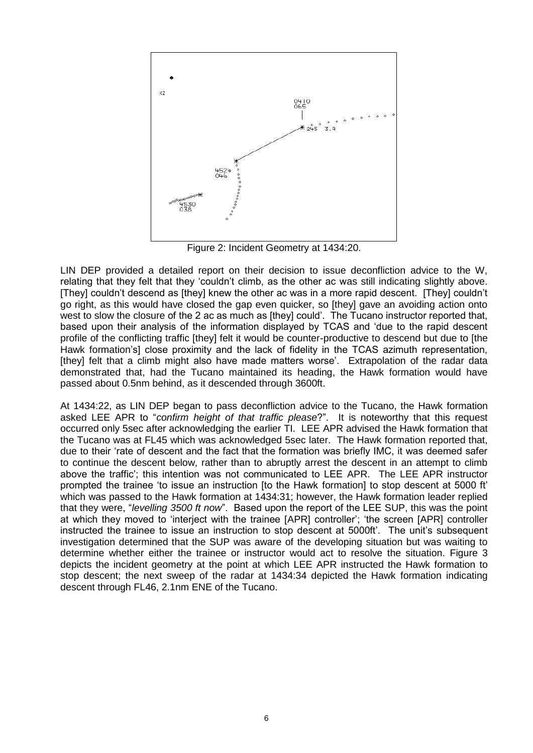Figure 2: Incident Geometry at 1434:20.

LIN DEP provided a detailed report on their decision to issue deconfliction advice to the W, relating that they felt that they 'couldn't climb, as the other ac was still indicating slightly above. [They] couldn't descend as [they] knew the other ac was in a more rapid descent. [They] couldn't go right, as this would have closed the gap even quicker, so [they] gave an avoiding action onto west to slow the closure of the 2 ac as much as [they] could'. The Tucano instructor reported that, based upon their analysis of the information displayed by TCAS and 'due to the rapid descent profile of the conflicting traffic [they] felt it would be counter-productive to descend but due to [the Hawk formation's] close proximity and the lack of fidelity in the TCAS azimuth representation, [they] felt that a climb might also have made matters worse'. Extrapolation of the radar data demonstrated that, had the Tucano maintained its heading, the Hawk formation would have passed about 0.5nm behind, as it descended through 3600ft.

At 1434:22, as LIN DEP began to pass deconfliction advice to the Tucano, the Hawk formation asked LEE APR to "*confirm height of that traffic please*?". It is noteworthy that this request occurred only 5sec after acknowledging the earlier TI. LEE APR advised the Hawk formation that the Tucano was at FL45 which was acknowledged 5sec later. The Hawk formation reported that, due to their 'rate of descent and the fact that the formation was briefly IMC, it was deemed safer to continue the descent below, rather than to abruptly arrest the descent in an attempt to climb above the traffic'; this intention was not communicated to LEE APR. The LEE APR instructor prompted the trainee 'to issue an instruction [to the Hawk formation] to stop descent at 5000 ft' which was passed to the Hawk formation at 1434:31; however, the Hawk formation leader replied that they were, "*levelling 3500 ft now*". Based upon the report of the LEE SUP, this was the point at which they moved to 'interject with the trainee [APR] controller'; 'the screen [APR] controller instructed the trainee to issue an instruction to stop descent at 5000ft'. The unit's subsequent investigation determined that the SUP was aware of the developing situation but was waiting to determine whether either the trainee or instructor would act to resolve the situation. Figure 3 depicts the incident geometry at the point at which LEE APR instructed the Hawk formation to stop descent; the next sweep of the radar at 1434:34 depicted the Hawk formation indicating descent through FL46, 2.1nm ENE of the Tucano.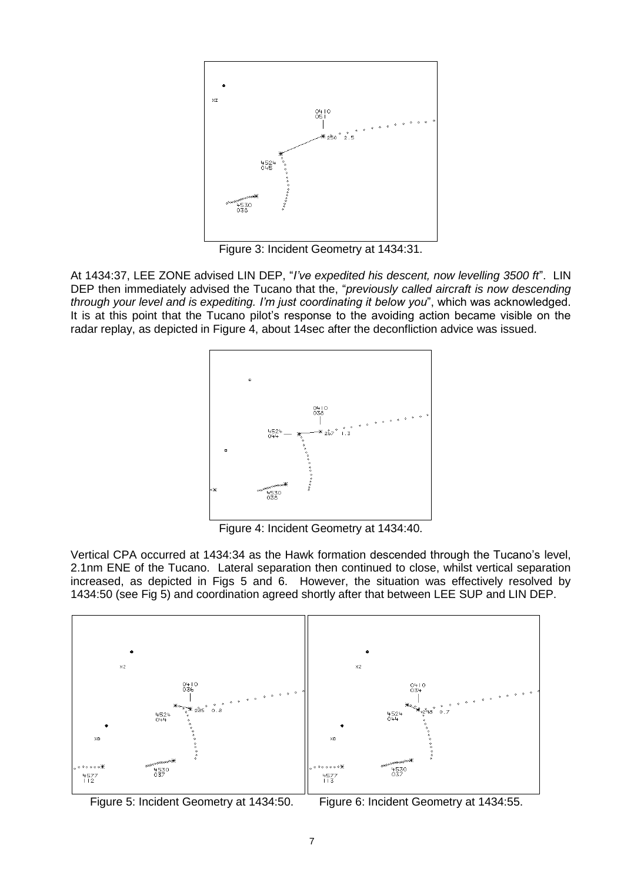Figure 3: Incident Geometry at 1434:31.

At 1434:37, LEE ZONE advised LIN DEP, "*I've expedited his descent, now levelling 3500 ft*". LIN DEP then immediately advised the Tucano that the, "*previously called aircraft is now descending through your level and is expediting. I'm just coordinating it below you*", which was acknowledged. It is at this point that the Tucano pilot's response to the avoiding action became visible on the radar replay, as depicted in Figure 4, about 14sec after the deconfliction advice was issued.

Figure 4: Incident Geometry at 1434:40.

Vertical CPA occurred at 1434:34 as the Hawk formation descended through the Tucano's level, 2.1nm ENE of the Tucano. Lateral separation then continued to close, whilst vertical separation increased, as depicted in Figs 5 and 6. However, the situation was effectively resolved by 1434:50 (see Fig 5) and coordination agreed shortly after that between LEE SUP and LIN DEP.

Figure 5: Incident Geometry at 1434:50.

Figure 6: Incident Geometry at 1434:55.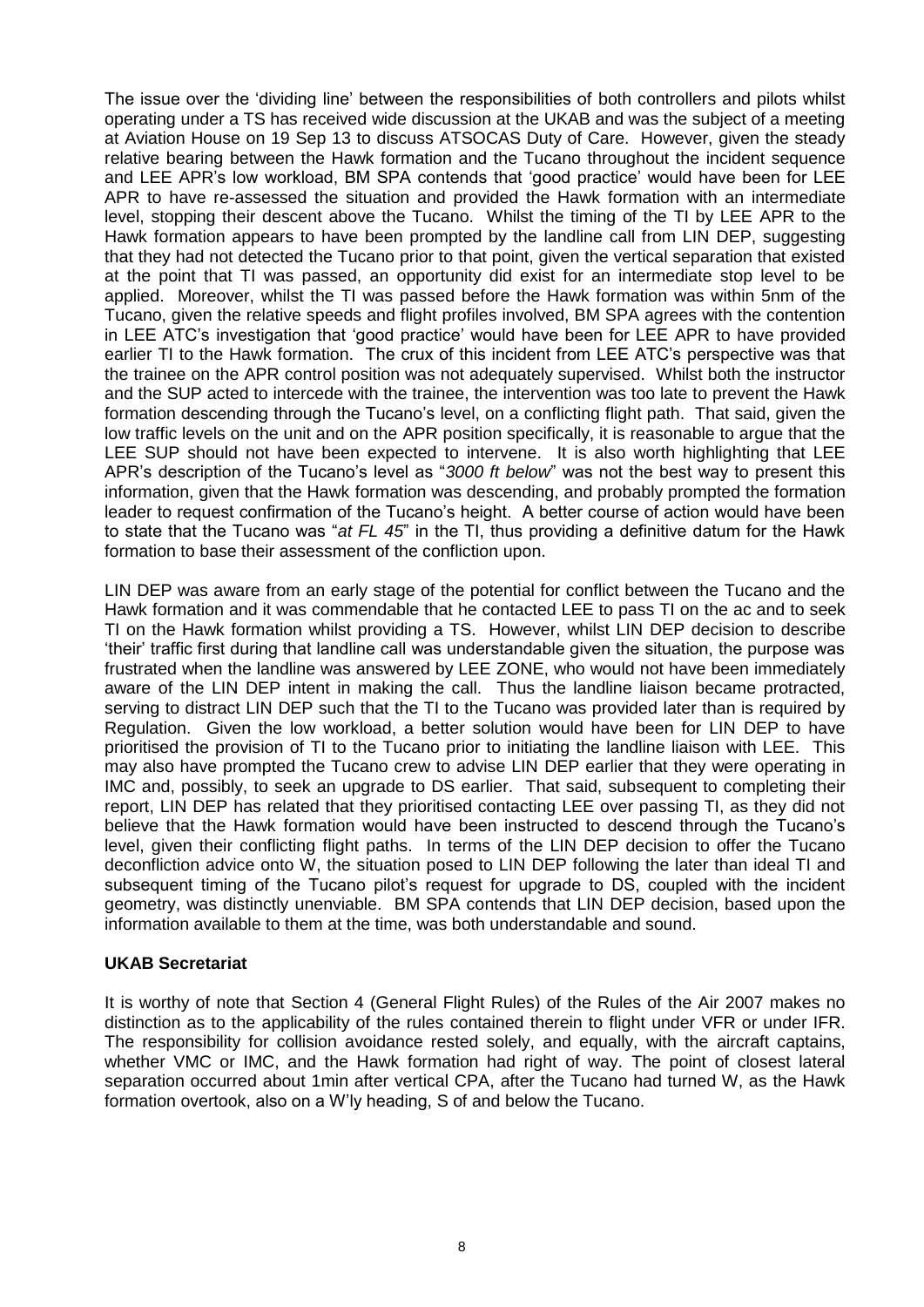The issue over the 'dividing line' between the responsibilities of both controllers and pilots whilst operating under a TS has received wide discussion at the UKAB and was the subject of a meeting at Aviation House on 19 Sep 13 to discuss ATSOCAS Duty of Care. However, given the steady relative bearing between the Hawk formation and the Tucano throughout the incident sequence and LEE APR's low workload, BM SPA contends that 'good practice' would have been for LEE APR to have re-assessed the situation and provided the Hawk formation with an intermediate level, stopping their descent above the Tucano. Whilst the timing of the TI by LEE APR to the Hawk formation appears to have been prompted by the landline call from LIN DEP, suggesting that they had not detected the Tucano prior to that point, given the vertical separation that existed at the point that TI was passed, an opportunity did exist for an intermediate stop level to be applied. Moreover, whilst the TI was passed before the Hawk formation was within 5nm of the Tucano, given the relative speeds and flight profiles involved, BM SPA agrees with the contention in LEE ATC's investigation that 'good practice' would have been for LEE APR to have provided earlier TI to the Hawk formation. The crux of this incident from LEE ATC's perspective was that the trainee on the APR control position was not adequately supervised. Whilst both the instructor and the SUP acted to intercede with the trainee, the intervention was too late to prevent the Hawk formation descending through the Tucano's level, on a conflicting flight path. That said, given the low traffic levels on the unit and on the APR position specifically, it is reasonable to argue that the LEE SUP should not have been expected to intervene. It is also worth highlighting that LEE APR's description of the Tucano's level as "*3000 ft below*" was not the best way to present this information, given that the Hawk formation was descending, and probably prompted the formation leader to request confirmation of the Tucano's height. A better course of action would have been to state that the Tucano was "*at FL 45*" in the TI, thus providing a definitive datum for the Hawk formation to base their assessment of the confliction upon.

LIN DEP was aware from an early stage of the potential for conflict between the Tucano and the Hawk formation and it was commendable that he contacted LEE to pass TI on the ac and to seek TI on the Hawk formation whilst providing a TS. However, whilst LIN DEP decision to describe 'their' traffic first during that landline call was understandable given the situation, the purpose was frustrated when the landline was answered by LEE ZONE, who would not have been immediately aware of the LIN DEP intent in making the call. Thus the landline liaison became protracted, serving to distract LIN DEP such that the TI to the Tucano was provided later than is required by Regulation. Given the low workload, a better solution would have been for LIN DEP to have prioritised the provision of TI to the Tucano prior to initiating the landline liaison with LEE. This may also have prompted the Tucano crew to advise LIN DEP earlier that they were operating in IMC and, possibly, to seek an upgrade to DS earlier. That said, subsequent to completing their report, LIN DEP has related that they prioritised contacting LEE over passing TI, as they did not believe that the Hawk formation would have been instructed to descend through the Tucano's level, given their conflicting flight paths. In terms of the LIN DEP decision to offer the Tucano deconfliction advice onto W, the situation posed to LIN DEP following the later than ideal TI and subsequent timing of the Tucano pilot's request for upgrade to DS, coupled with the incident geometry, was distinctly unenviable. BM SPA contends that LIN DEP decision, based upon the information available to them at the time, was both understandable and sound.

**UKAB Secretariat**

It is worthy of note that Section 4 (General Flight Rules) of the Rules of the Air 2007 makes no distinction as to the applicability of the rules contained therein to flight under VFR or under IFR. The responsibility for collision avoidance rested solely, and equally, with the aircraft captains, whether VMC or IMC, and the Hawk formation had right of way. The point of closest lateral separation occurred about 1min after vertical CPA, after the Tucano had turned W, as the Hawk formation overtook, also on a W'ly heading, S of and below the Tucano.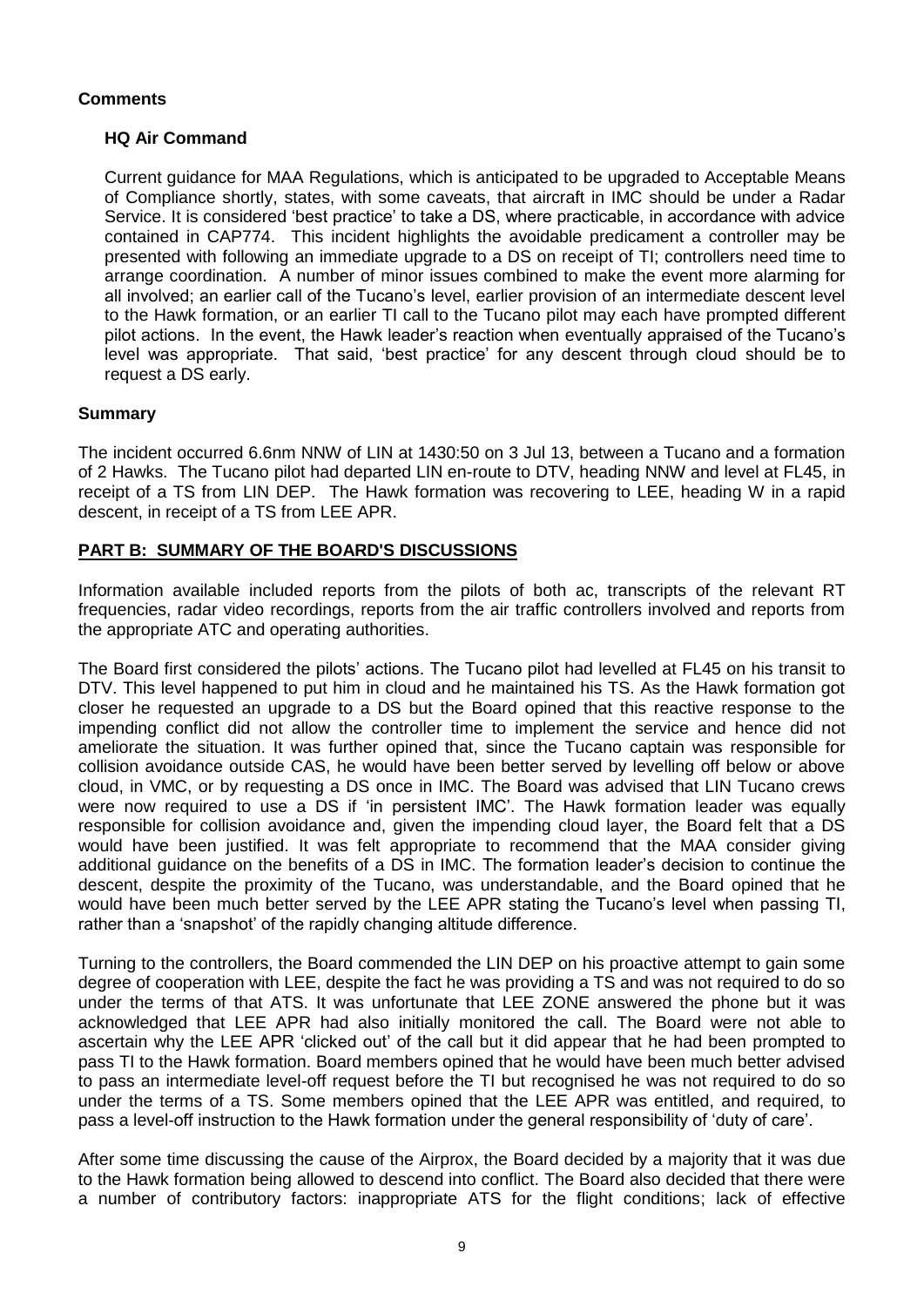## Comments

### HQ Air Command

Current guidance for MAA Regulations, which is anticipated to be upgraded to Acceptable Means of Compliance shortly, states, with some caveats, that aircraft in IMC should be under a Radar Service. It is considered 'best practice' to take a DS, where practicable, in accordance with advice contained in CAP774. This incident highlights the avoidable predicament a controller may be presented with following an immediate upgrade to a DS on receipt of TI; controllers need time to arrange coordination. A number of minor issues combined to make the event more alarming for all involved; an earlier call of the Tucano's level, earlier provision of an intermediate descent level to the Hawk formation, or an earlier TI call to the Tucano pilot may each have prompted different pilot actions. In the event, the Hawk leader's reaction when eventually appraised of the Tucano's level was appropriate. That said, 'best practice' for any descent through cloud should be to request a DS early.

## Summary

The incident occurred 6.6nm NNW of LIN at 1430:50 on 3 Jul 13, between a Tucano and a formation of 2 Hawks. The Tucano pilot had departed LIN en-route to DTV, heading NNW and level at FL45, in receipt of a TS from LIN DEP. The Hawk formation was recovering to LEE, heading W in a rapid descent, in receipt of a TS from LEE APR.

## PART B: SUMMARY OF THE BOARD'S DISCUSSIONS

Information available included reports from the pilots of both ac, transcripts of the relevant RT frequencies, radar video recordings, reports from the air traffic controllers involved and reports from the appropriate ATC and operating authorities.

The Board first considered the pilots' actions. The Tucano pilot had levelled at FL45 on his transit to DTV. This level happened to put him in cloud and he maintained his TS. As the Hawk formation got closer he requested an upgrade to a DS but the Board opined that this reactive response to the impending conflict did not allow the controller time to implement the service and hence did not ameliorate the situation. It was further opined that, since the Tucano captain was responsible for collision avoidance outside CAS, he would have been better served by levelling off below or above cloud, in VMC, or by requesting a DS once in IMC. The Board was advised that LIN Tucano crews were now required to use a DS if 'in persistent IMC'. The Hawk formation leader was equally responsible for collision avoidance and, given the impending cloud layer, the Board felt that a DS would have been justified. It was felt appropriate to recommend that the MAA consider giving additional guidance on the benefits of a DS in IMC. The formation leader's decision to continue the descent, despite the proximity of the Tucano, was understandable, and the Board opined that he would have been much better served by the LEE APR stating the Tucano's level when passing TI, rather than a 'snapshot' of the rapidly changing altitude difference.

Turning to the controllers, the Board commended the LIN DEP on his proactive attempt to gain some degree of cooperation with LEE, despite the fact he was providing a TS and was not required to do so under the terms of that ATS. It was unfortunate that LEE ZONE answered the phone but it was acknowledged that LEE APR had also initially monitored the call. The Board were not able to ascertain why the LEE APR 'clicked out' of the call but it did appear that he had been prompted to pass TI to the Hawk formation. Board members opined that he would have been much better advised to pass an intermediate level-off request before the TI but recognised he was not required to do so under the terms of a TS. Some members opined that the LEE APR was entitled, and required, to pass a level-off instruction to the Hawk formation under the general responsibility of 'duty of care'.

After some time discussing the cause of the Airprox, the Board decided by a majority that it was due to the Hawk formation being allowed to descend into conflict. The Board also decided that there were a number of contributory factors: inappropriate ATS for the flight conditions; lack of effective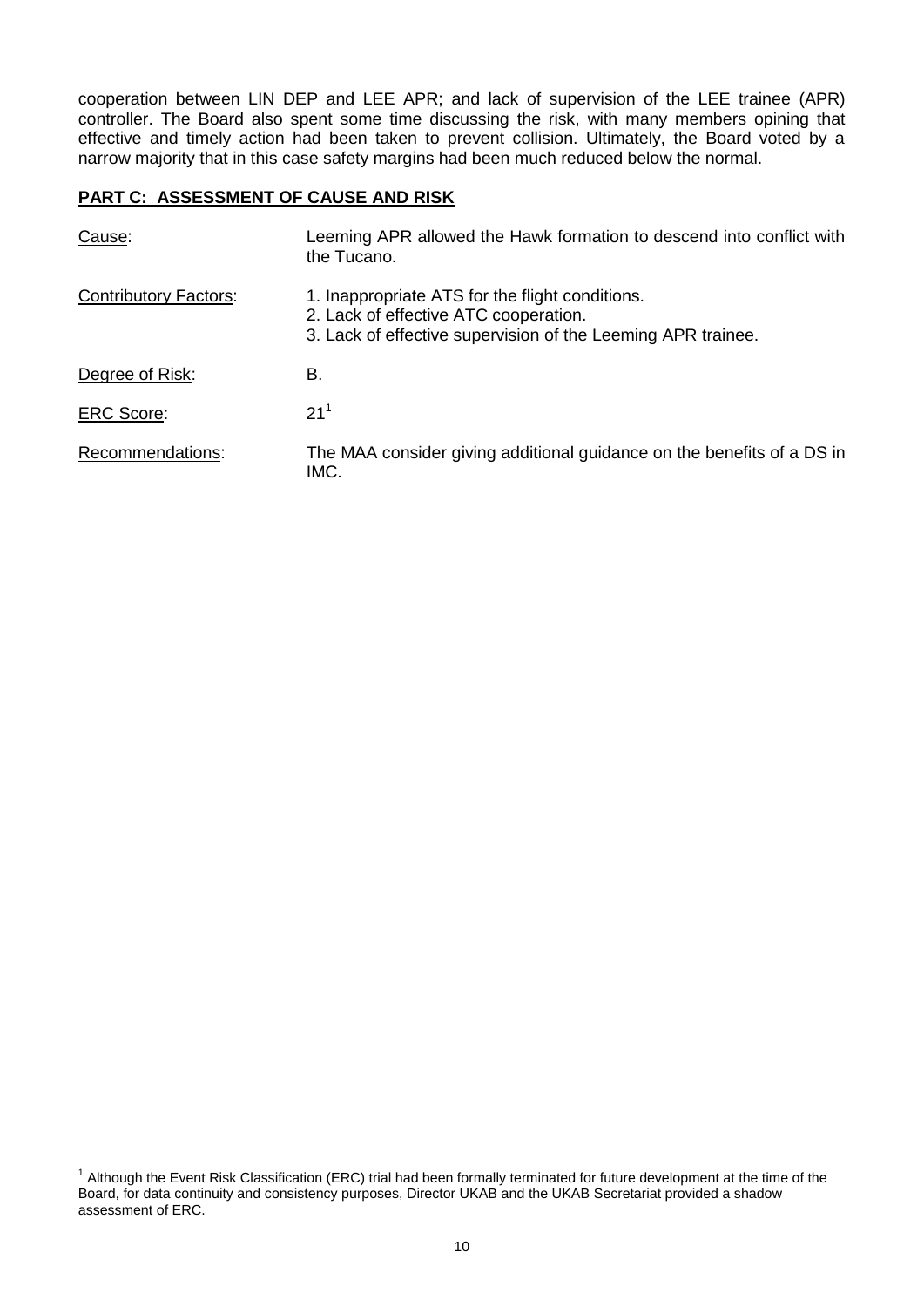cooperation between LIN DEP and LEE APR; and lack of supervision of the LEE trainee (APR) controller. The Board also spent some time discussing the risk, with many members opining that effective and timely action had been taken to prevent collision. Ultimately, the Board voted by a narrow majority that in this case safety margins had been much reduced below the normal.

## PART C: ASSESSMENT OF CAUSE AND RISK

| | |
|---|---|
| Cause: | Leeming APR allowed the Hawk formation to descend into conflict with the Tucano. |
| Contributory Factors: | 1. Inappropriate ATS for the flight conditions.<br>2. Lack of effective ATC cooperation.<br>3. Lack of effective supervision of the Leeming APR trainee. |
| Degree of Risk: | B. |
| ERC Score: | 21[1] |
| Recommendations: | The MAA consider giving additional guidance on the benefits of a DS in IMC. |

[1] Although the Event Risk Classification (ERC) trial had been formally terminated for future development at the time of the Board, for data continuity and consistency purposes, Director UKAB and the UKAB Secretariat provided a shadow assessment of ERC.